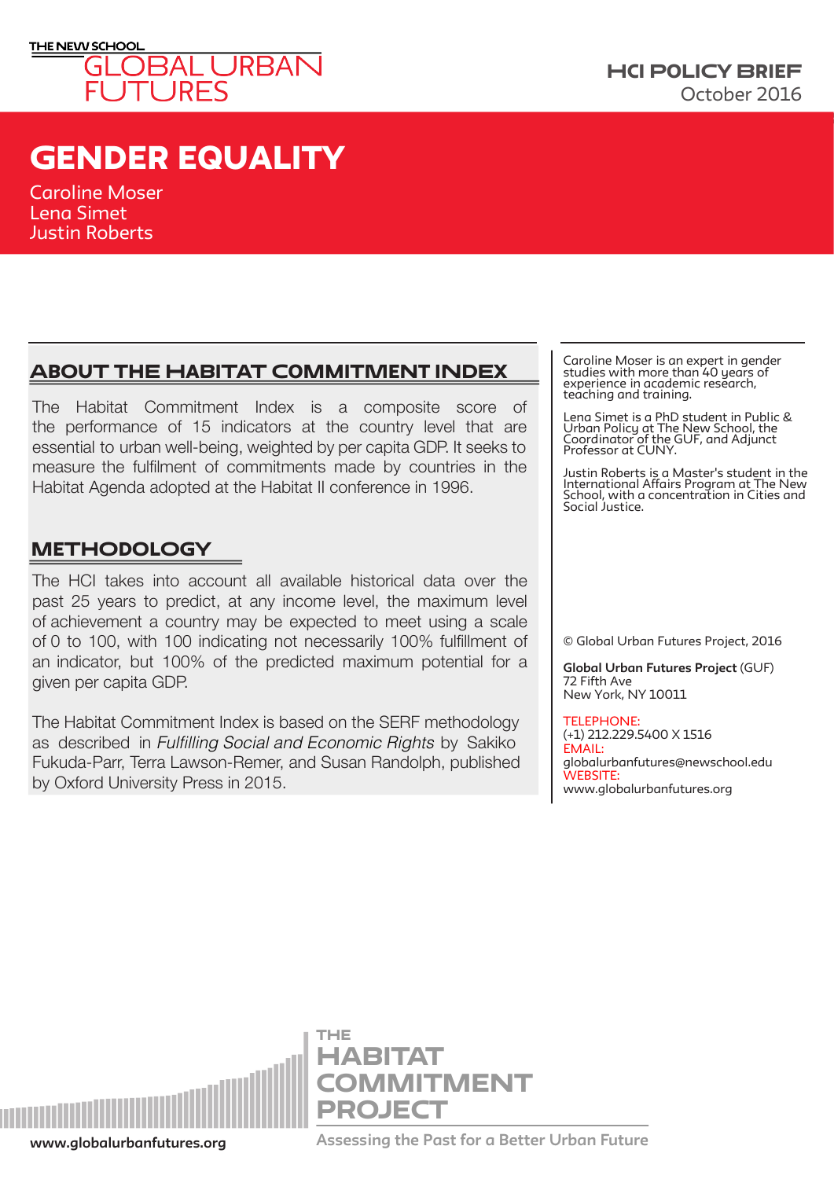THE NEW SCHOOL
GLOBAL URBAN FUTURES

HCI POLICY BRIEF
October 2016

# GENDER EQUALITY

Caroline Moser
Lena Simet
Justin Roberts

## ABOUT THE HABITAT COMMITMENT INDEX

The Habitat Commitment Index is a composite score of the performance of 15 indicators at the country level that are essential to urban well-being, weighted by per capita GDP. It seeks to measure the fulfilment of commitments made by countries in the Habitat Agenda adopted at the Habitat II conference in 1996.

## METHODOLOGY

The HCI takes into account all available historical data over the past 25 years to predict, at any income level, the maximum level of achievement a country may be expected to meet using a scale of 0 to 100, with 100 indicating not necessarily 100% fulfillment of an indicator, but 100% of the predicted maximum potential for a given per capita GDP.

The Habitat Commitment Index is based on the SERF methodology as described in *Fulfilling Social and Economic Rights* by Sakiko Fukuda-Parr, Terra Lawson-Remer, and Susan Randolph, published by Oxford University Press in 2015.

Caroline Moser is an expert in gender studies with more than 40 years of experience in academic research, teaching and training.

Lena Simet is a PhD student in Public & Urban Policy at The New School, the Coordinator of the GUF, and Adjunct Professor at CUNY.

Justin Roberts is a Master's student in the International Affairs Program at The New School, with a concentration in Cities and Social Justice.

© Global Urban Futures Project, 2016

**Global Urban Futures Project** (GUF)
72 Fifth Ave
New York, NY 10011

TELEPHONE:
(+1) 212.229.5400 X 1516
EMAIL:
globalurbanfutures@newschool.edu
WEBSITE:
www.globalurbanfutures.org

THE HABITAT COMMITMENT PROJECT
Assessing the Past for a Better Urban Future

www.globalurbanfutures.org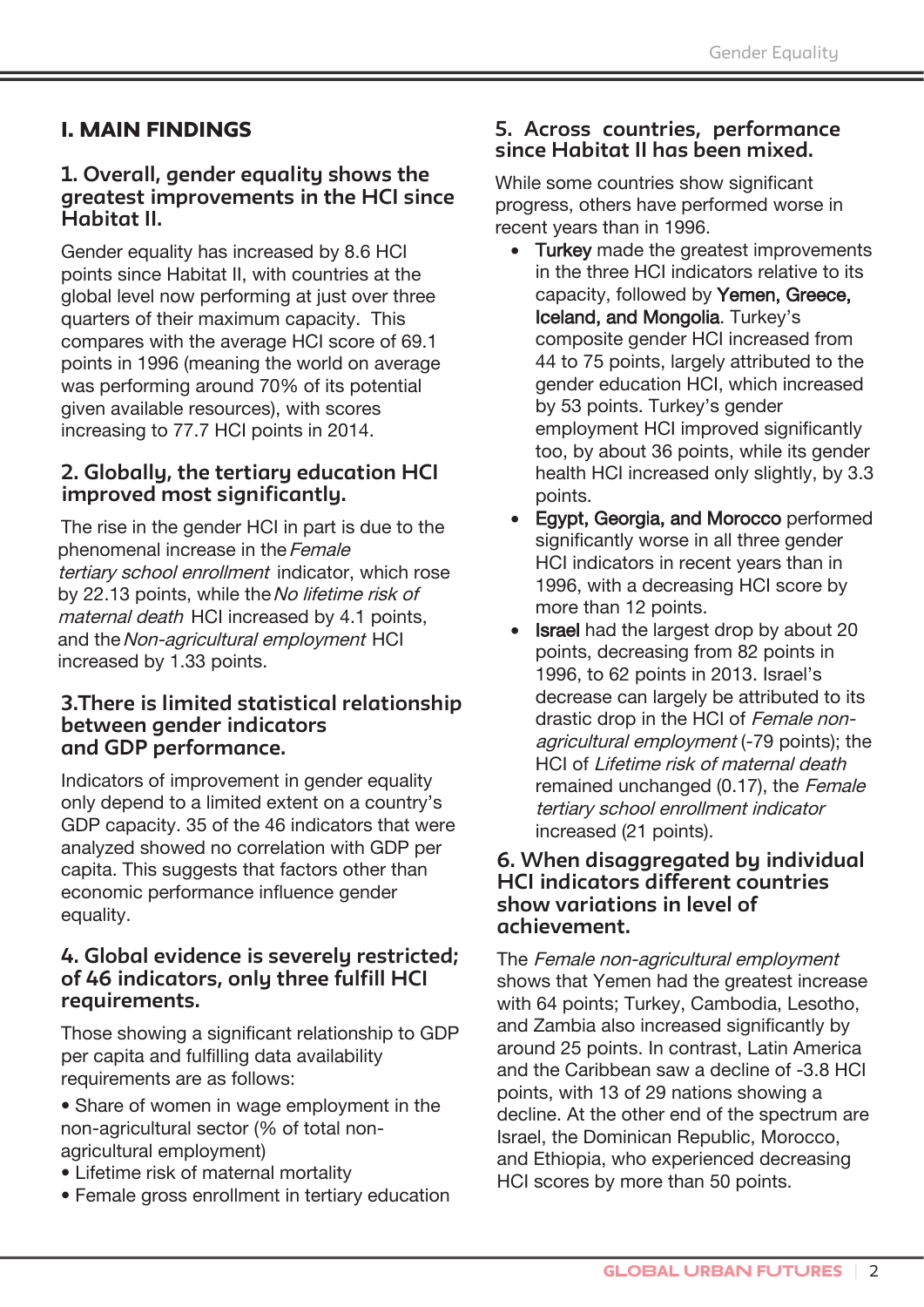# I. MAIN FINDINGS

## 1. Overall, gender equality shows the greatest improvements in the HCI since Habitat II.

Gender equality has increased by 8.6 HCI points since Habitat II, with countries at the global level now performing at just over three quarters of their maximum capacity. This compares with the average HCI score of 69.1 points in 1996 (meaning the world on average was performing around 70% of its potential given available resources), with scores increasing to 77.7 HCI points in 2014.

## 2. Globally, the tertiary education HCI improved most significantly.

The rise in the gender HCI in part is due to the phenomenal increase in the *Female tertiary school enrollment* indicator, which rose by 22.13 points, while the *No lifetime risk of maternal death* HCI increased by 4.1 points, and the *Non-agricultural employment* HCI increased by 1.33 points.

## 3. There is limited statistical relationship between gender indicators and GDP performance.

Indicators of improvement in gender equality only depend to a limited extent on a country's GDP capacity. 35 of the 46 indicators that were analyzed showed no correlation with GDP per capita. This suggests that factors other than economic performance influence gender equality.

## 4. Global evidence is severely restricted; of 46 indicators, only three fulfill HCI requirements.

Those showing a significant relationship to GDP per capita and fulfilling data availability requirements are as follows:

- Share of women in wage employment in the non-agricultural sector (% of total non-agricultural employment)
- Lifetime risk of maternal mortality
- Female gross enrollment in tertiary education

## 5. Across countries, performance since Habitat II has been mixed.

While some countries show significant progress, others have performed worse in recent years than in 1996.

- Turkey made the greatest improvements in the three HCI indicators relative to its capacity, followed by Yemen, Greece, Iceland, and Mongolia. Turkey's composite gender HCI increased from 44 to 75 points, largely attributed to the gender education HCI, which increased by 53 points. Turkey's gender employment HCI improved significantly too, by about 36 points, while its gender health HCI increased only slightly, by 3.3 points.
- Egypt, Georgia, and Morocco performed significantly worse in all three gender HCI indicators in recent years than in 1996, with a decreasing HCI score by more than 12 points.
- Israel had the largest drop by about 20 points, decreasing from 82 points in 1996, to 62 points in 2013. Israel's decrease can largely be attributed to its drastic drop in the HCI of *Female non-agricultural employment* (-79 points); the HCI of *Lifetime risk of maternal death* remained unchanged (0.17), the *Female tertiary school enrollment indicator* increased (21 points).

## 6. When disaggregated by individual HCI indicators different countries show variations in level of achievement.

The *Female non-agricultural employment* shows that Yemen had the greatest increase with 64 points; Turkey, Cambodia, Lesotho, and Zambia also increased significantly by around 25 points. In contrast, Latin America and the Caribbean saw a decline of -3.8 HCI points, with 13 of 29 nations showing a decline. At the other end of the spectrum are Israel, the Dominican Republic, Morocco, and Ethiopia, who experienced decreasing HCI scores by more than 50 points.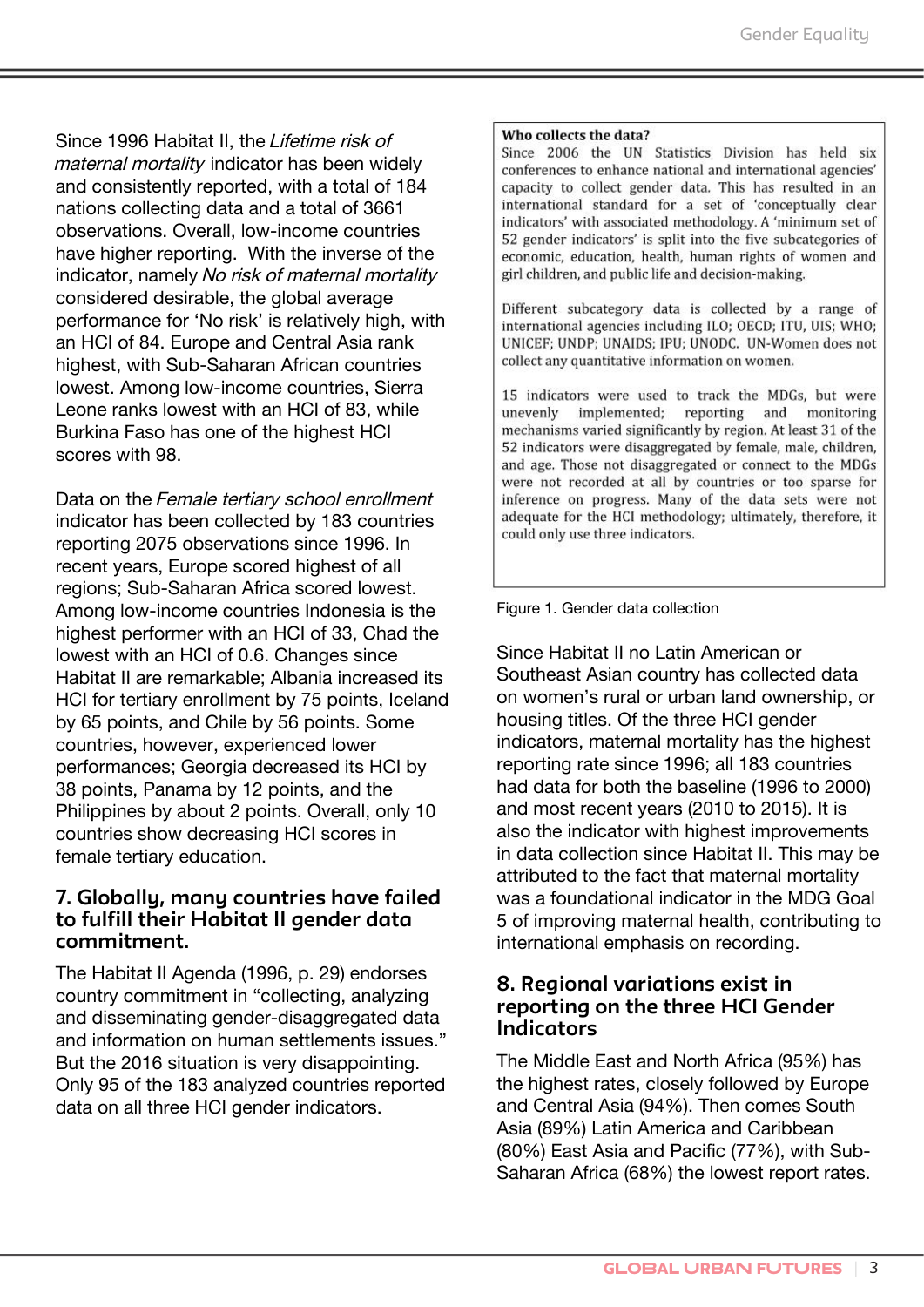Since 1996 Habitat II, the *Lifetime risk of maternal mortality* indicator has been widely and consistently reported, with a total of 184 nations collecting data and a total of 3661 observations. Overall, low-income countries have higher reporting. With the inverse of the indicator, namely *No risk of maternal mortality* considered desirable, the global average performance for 'No risk' is relatively high, with an HCI of 84. Europe and Central Asia rank highest, with Sub-Saharan African countries lowest. Among low-income countries, Sierra Leone ranks lowest with an HCI of 83, while Burkina Faso has one of the highest HCI scores with 98.

Data on the *Female tertiary school enrollment* indicator has been collected by 183 countries reporting 2075 observations since 1996. In recent years, Europe scored highest of all regions; Sub-Saharan Africa scored lowest. Among low-income countries Indonesia is the highest performer with an HCI of 33, Chad the lowest with an HCI of 0.6. Changes since Habitat II are remarkable; Albania increased its HCI for tertiary enrollment by 75 points, Iceland by 65 points, and Chile by 56 points. Some countries, however, experienced lower performances; Georgia decreased its HCI by 38 points, Panama by 12 points, and the Philippines by about 2 points. Overall, only 10 countries show decreasing HCI scores in female tertiary education.

## 7. Globally, many countries have failed to fulfill their Habitat II gender data commitment.

The Habitat II Agenda (1996, p. 29) endorses country commitment in "collecting, analyzing and disseminating gender-disaggregated data and information on human settlements issues." But the 2016 situation is very disappointing. Only 95 of the 183 analyzed countries reported data on all three HCI gender indicators.

**Who collects the data?**
Since 2006 the UN Statistics Division has held six conferences to enhance national and international agencies' capacity to collect gender data. This has resulted in an international standard for a set of 'conceptually clear indicators' with associated methodology. A 'minimum set of 52 gender indicators' is split into the five subcategories of economic, education, health, human rights of women and girl children, and public life and decision-making.

Different subcategory data is collected by a range of international agencies including ILO; OECD; ITU, UIS; WHO; UNICEF; UNDP; UNAIDS; IPU; UNODC. UN-Women does not collect any quantitative information on women.

15 indicators were used to track the MDGs, but were unevenly implemented; reporting and monitoring mechanisms varied significantly by region. At least 31 of the 52 indicators were disaggregated by female, male, children, and age. Those not disaggregated or connect to the MDGs were not recorded at all by countries or too sparse for inference on progress. Many of the data sets were not adequate for the HCI methodology; ultimately, therefore, it could only use three indicators.

Figure 1. Gender data collection

Since Habitat II no Latin American or Southeast Asian country has collected data on women's rural or urban land ownership, or housing titles. Of the three HCI gender indicators, maternal mortality has the highest reporting rate since 1996; all 183 countries had data for both the baseline (1996 to 2000) and most recent years (2010 to 2015). It is also the indicator with highest improvements in data collection since Habitat II. This may be attributed to the fact that maternal mortality was a foundational indicator in the MDG Goal 5 of improving maternal health, contributing to international emphasis on recording.

## 8. Regional variations exist in reporting on the three HCI Gender Indicators

The Middle East and North Africa (95%) has the highest rates, closely followed by Europe and Central Asia (94%). Then comes South Asia (89%) Latin America and Caribbean (80%) East Asia and Pacific (77%), with Sub-Saharan Africa (68%) the lowest report rates.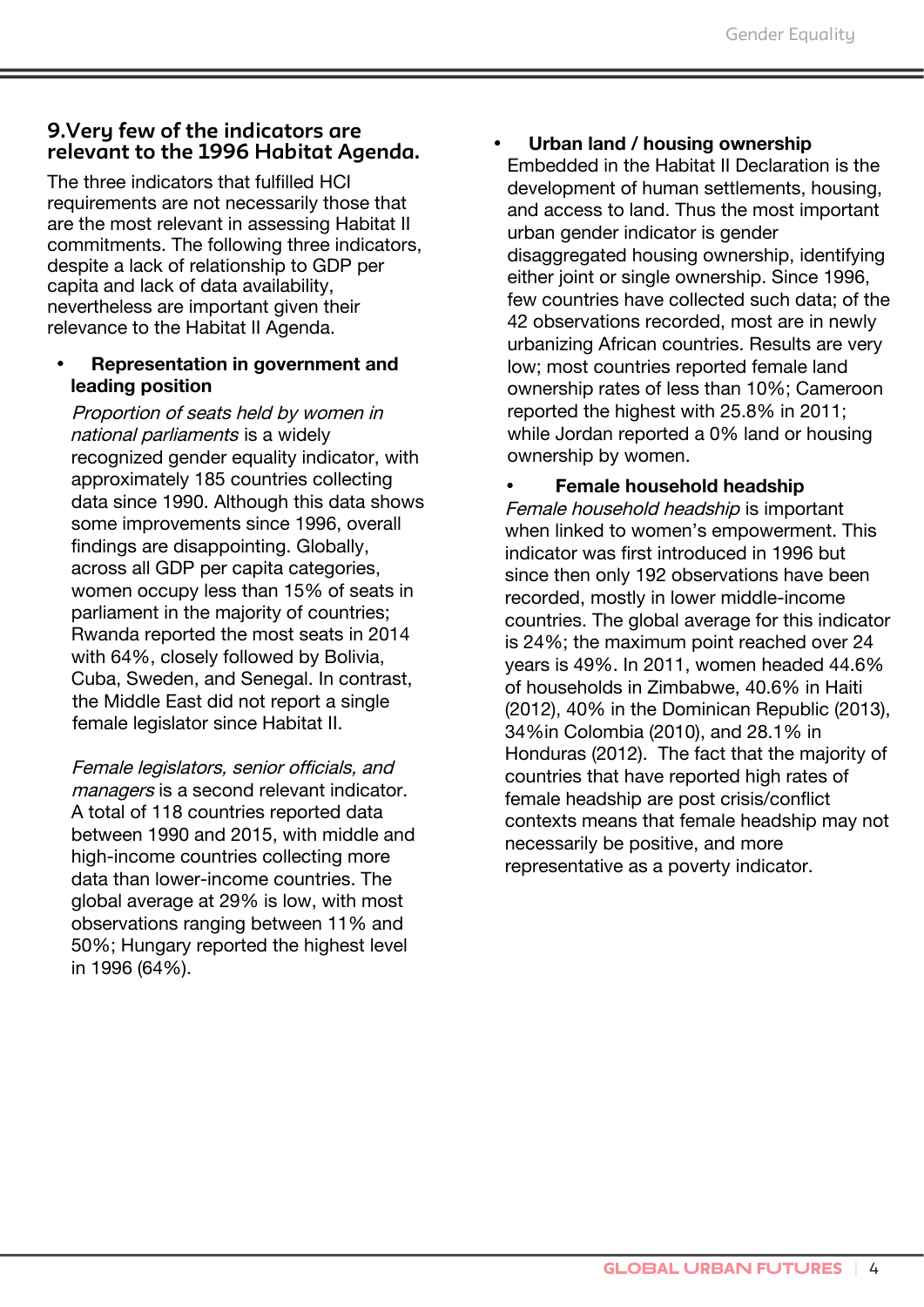## 9. Very few of the indicators are relevant to the 1996 Habitat Agenda.

The three indicators that fulfilled HCI requirements are not necessarily those that are the most relevant in assessing Habitat II commitments. The following three indicators, despite a lack of relationship to GDP per capita and lack of data availability, nevertheless are important given their relevance to the Habitat II Agenda.

- **Representation in government and leading position**

  *Proportion of seats held by women in national parliaments* is a widely recognized gender equality indicator, with approximately 185 countries collecting data since 1990. Although this data shows some improvements since 1996, overall findings are disappointing. Globally, across all GDP per capita categories, women occupy less than 15% of seats in parliament in the majority of countries; Rwanda reported the most seats in 2014 with 64%, closely followed by Bolivia, Cuba, Sweden, and Senegal. In contrast, the Middle East did not report a single female legislator since Habitat II.

  *Female legislators, senior officials, and managers* is a second relevant indicator. A total of 118 countries reported data between 1990 and 2015, with middle and high-income countries collecting more data than lower-income countries. The global average at 29% is low, with most observations ranging between 11% and 50%; Hungary reported the highest level in 1996 (64%).

- **Urban land / housing ownership**

  Embedded in the Habitat II Declaration is the development of human settlements, housing, and access to land. Thus the most important urban gender indicator is gender disaggregated housing ownership, identifying either joint or single ownership. Since 1996, few countries have collected such data; of the 42 observations recorded, most are in newly urbanizing African countries. Results are very low; most countries reported female land ownership rates of less than 10%; Cameroon reported the highest with 25.8% in 2011; while Jordan reported a 0% land or housing ownership by women.

- **Female household headship**

  *Female household headship* is important when linked to women's empowerment. This indicator was first introduced in 1996 but since then only 192 observations have been recorded, mostly in lower middle-income countries. The global average for this indicator is 24%; the maximum point reached over 24 years is 49%. In 2011, women headed 44.6% of households in Zimbabwe, 40.6% in Haiti (2012), 40% in the Dominican Republic (2013), 34%in Colombia (2010), and 28.1% in Honduras (2012). The fact that the majority of countries that have reported high rates of female headship are post crisis/conflict contexts means that female headship may not necessarily be positive, and more representative as a poverty indicator.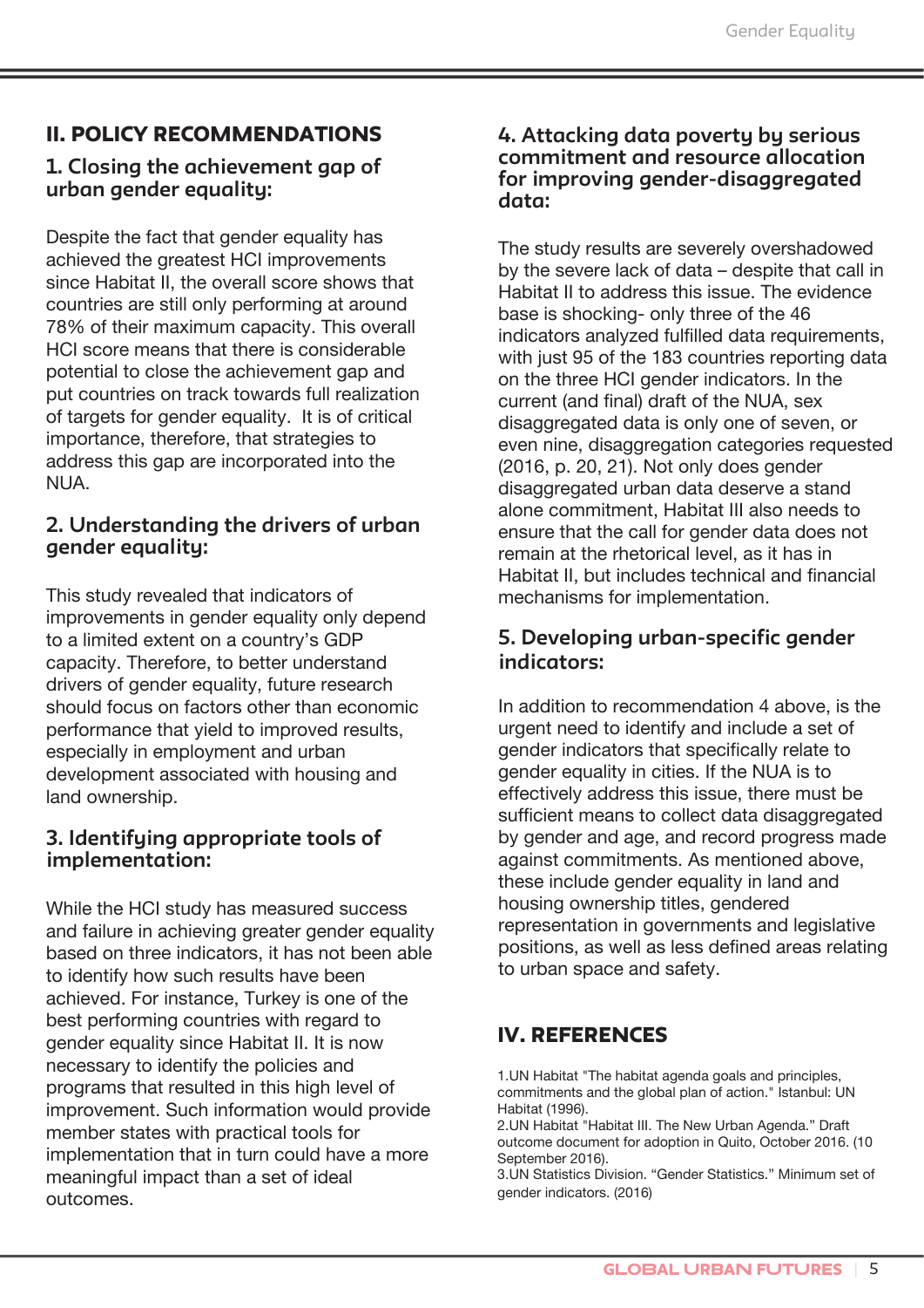## II. POLICY RECOMMENDATIONS

### 1. Closing the achievement gap of urban gender equality:

Despite the fact that gender equality has achieved the greatest HCI improvements since Habitat II, the overall score shows that countries are still only performing at around 78% of their maximum capacity. This overall HCI score means that there is considerable potential to close the achievement gap and put countries on track towards full realization of targets for gender equality. It is of critical importance, therefore, that strategies to address this gap are incorporated into the NUA.

### 2. Understanding the drivers of urban gender equality:

This study revealed that indicators of improvements in gender equality only depend to a limited extent on a country's GDP capacity. Therefore, to better understand drivers of gender equality, future research should focus on factors other than economic performance that yield to improved results, especially in employment and urban development associated with housing and land ownership.

### 3. Identifying appropriate tools of implementation:

While the HCI study has measured success and failure in achieving greater gender equality based on three indicators, it has not been able to identify how such results have been achieved. For instance, Turkey is one of the best performing countries with regard to gender equality since Habitat II. It is now necessary to identify the policies and programs that resulted in this high level of improvement. Such information would provide member states with practical tools for implementation that in turn could have a more meaningful impact than a set of ideal outcomes.

### 4. Attacking data poverty by serious commitment and resource allocation for improving gender-disaggregated data:

The study results are severely overshadowed by the severe lack of data – despite that call in Habitat II to address this issue. The evidence base is shocking- only three of the 46 indicators analyzed fulfilled data requirements, with just 95 of the 183 countries reporting data on the three HCI gender indicators. In the current (and final) draft of the NUA, sex disaggregated data is only one of seven, or even nine, disaggregation categories requested (2016, p. 20, 21). Not only does gender disaggregated urban data deserve a stand alone commitment, Habitat III also needs to ensure that the call for gender data does not remain at the rhetorical level, as it has in Habitat II, but includes technical and financial mechanisms for implementation.

### 5. Developing urban-specific gender indicators:

In addition to recommendation 4 above, is the urgent need to identify and include a set of gender indicators that specifically relate to gender equality in cities. If the NUA is to effectively address this issue, there must be sufficient means to collect data disaggregated by gender and age, and record progress made against commitments. As mentioned above, these include gender equality in land and housing ownership titles, gendered representation in governments and legislative positions, as well as less defined areas relating to urban space and safety.

## IV. REFERENCES

1. UN Habitat "The habitat agenda goals and principles, commitments and the global plan of action." Istanbul: UN Habitat (1996).
2. UN Habitat "Habitat III. The New Urban Agenda." Draft outcome document for adoption in Quito, October 2016. (10 September 2016).
3. UN Statistics Division. "Gender Statistics." Minimum set of gender indicators. (2016)